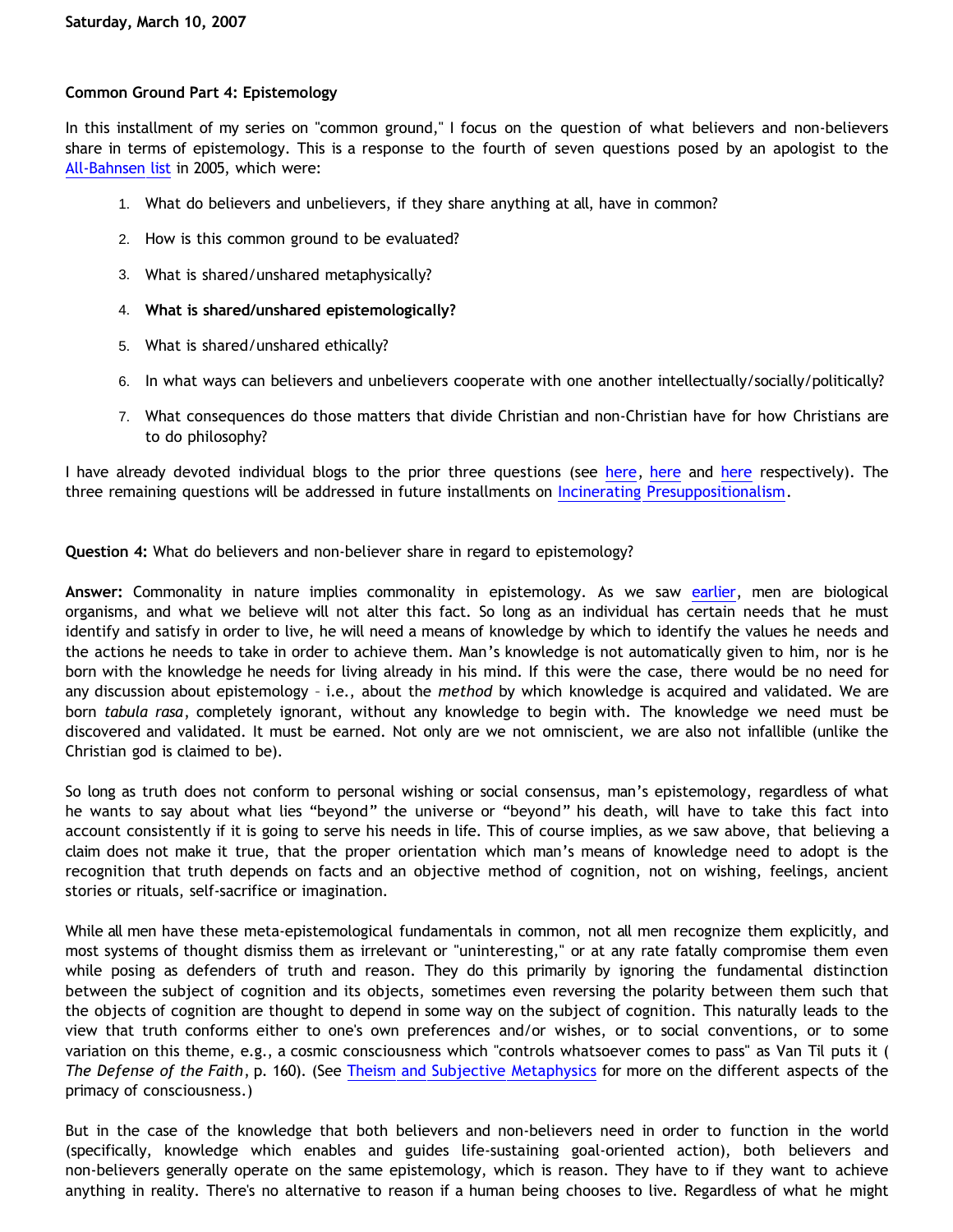Saturday, March 10, 2007

## Common Ground Part 4: Epistemology

In this installment of my series on "common ground," I focus on the question of what believers and non-believers share in terms of epistemology. This is a response to the fourth of seven questions posed by an apologist to the All-Bahnsen list in 2005, which were:

1. What do believers and unbelievers, if they share anything at all, have in common?
2. How is this common ground to be evaluated?
3. What is shared/unshared metaphysically?
4. **What is shared/unshared epistemologically?**
5. What is shared/unshared ethically?
6. In what ways can believers and unbelievers cooperate with one another intellectually/socially/politically?
7. What consequences do those matters that divide Christian and non-Christian have for how Christians are to do philosophy?

I have already devoted individual blogs to the prior three questions (see here, here and here respectively). The three remaining questions will be addressed in future installments on Incinerating Presuppositionalism.

**Question 4:** What do believers and non-believer share in regard to epistemology?

**Answer:** Commonality in nature implies commonality in epistemology. As we saw earlier, men are biological organisms, and what we believe will not alter this fact. So long as an individual has certain needs that he must identify and satisfy in order to live, he will need a means of knowledge by which to identify the values he needs and the actions he needs to take in order to achieve them. Man's knowledge is not automatically given to him, nor is he born with the knowledge he needs for living already in his mind. If this were the case, there would be no need for any discussion about epistemology – i.e., about the *method* by which knowledge is acquired and validated. We are born *tabula rasa*, completely ignorant, without any knowledge to begin with. The knowledge we need must be discovered and validated. It must be earned. Not only are we not omniscient, we are also not infallible (unlike the Christian god is claimed to be).

So long as truth does not conform to personal wishing or social consensus, man's epistemology, regardless of what he wants to say about what lies "beyond" the universe or "beyond" his death, will have to take this fact into account consistently if it is going to serve his needs in life. This of course implies, as we saw above, that believing a claim does not make it true, that the proper orientation which man's means of knowledge need to adopt is the recognition that truth depends on facts and an objective method of cognition, not on wishing, feelings, ancient stories or rituals, self-sacrifice or imagination.

While all men have these meta-epistemological fundamentals in common, not all men recognize them explicitly, and most systems of thought dismiss them as irrelevant or "uninteresting," or at any rate fatally compromise them even while posing as defenders of truth and reason. They do this primarily by ignoring the fundamental distinction between the subject of cognition and its objects, sometimes even reversing the polarity between them such that the objects of cognition are thought to depend in some way on the subject of cognition. This naturally leads to the view that truth conforms either to one's own preferences and/or wishes, or to social conventions, or to some variation on this theme, e.g., a cosmic consciousness which "controls whatsoever comes to pass" as Van Til puts it (*The Defense of the Faith*, p. 160). (See Theism and Subjective Metaphysics for more on the different aspects of the primacy of consciousness.)

But in the case of the knowledge that both believers and non-believers need in order to function in the world (specifically, knowledge which enables and guides life-sustaining goal-oriented action), both believers and non-believers generally operate on the same epistemology, which is reason. They have to if they want to achieve anything in reality. There's no alternative to reason if a human being chooses to live. Regardless of what he might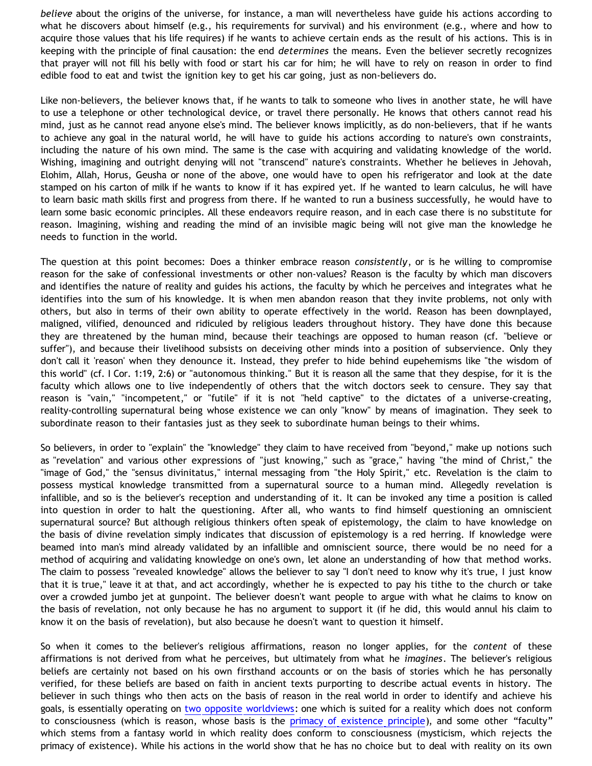*believe* about the origins of the universe, for instance, a man will nevertheless have guide his actions according to what he discovers about himself (e.g., his requirements for survival) and his environment (e.g., where and how to acquire those values that his life requires) if he wants to achieve certain ends as the result of his actions. This is in keeping with the principle of final causation: the end *determines* the means. Even the believer secretly recognizes that prayer will not fill his belly with food or start his car for him; he will have to rely on reason in order to find edible food to eat and twist the ignition key to get his car going, just as non-believers do.

Like non-believers, the believer knows that, if he wants to talk to someone who lives in another state, he will have to use a telephone or other technological device, or travel there personally. He knows that others cannot read his mind, just as he cannot read anyone else's mind. The believer knows implicitly, as do non-believers, that if he wants to achieve any goal in the natural world, he will have to guide his actions according to nature's own constraints, including the nature of his own mind. The same is the case with acquiring and validating knowledge of the world. Wishing, imagining and outright denying will not "transcend" nature's constraints. Whether he believes in Jehovah, Elohim, Allah, Horus, Geusha or none of the above, one would have to open his refrigerator and look at the date stamped on his carton of milk if he wants to know if it has expired yet. If he wanted to learn calculus, he will have to learn basic math skills first and progress from there. If he wanted to run a business successfully, he would have to learn some basic economic principles. All these endeavors require reason, and in each case there is no substitute for reason. Imagining, wishing and reading the mind of an invisible magic being will not give man the knowledge he needs to function in the world.

The question at this point becomes: Does a thinker embrace reason *consistently*, or is he willing to compromise reason for the sake of confessional investments or other non-values? Reason is the faculty by which man discovers and identifies the nature of reality and guides his actions, the faculty by which he perceives and integrates what he identifies into the sum of his knowledge. It is when men abandon reason that they invite problems, not only with others, but also in terms of their own ability to operate effectively in the world. Reason has been downplayed, maligned, vilified, denounced and ridiculed by religious leaders throughout history. They have done this because they are threatened by the human mind, because their teachings are opposed to human reason (cf. "believe or suffer"), and because their livelihood subsists on deceiving other minds into a position of subservience. Only they don't call it 'reason' when they denounce it. Instead, they prefer to hide behind eupehemisms like "the wisdom of this world" (cf. I Cor. 1:19, 2:6) or "autonomous thinking." But it is reason all the same that they despise, for it is the faculty which allows one to live independently of others that the witch doctors seek to censure. They say that reason is "vain," "incompetent," or "futile" if it is not "held captive" to the dictates of a universe-creating, reality-controlling supernatural being whose existence we can only "know" by means of imagination. They seek to subordinate reason to their fantasies just as they seek to subordinate human beings to their whims.

So believers, in order to "explain" the "knowledge" they claim to have received from "beyond," make up notions such as "revelation" and various other expressions of "just knowing," such as "grace," having "the mind of Christ," the "image of God," the "sensus divinitatus," internal messaging from "the Holy Spirit," etc. Revelation is the claim to possess mystical knowledge transmitted from a supernatural source to a human mind. Allegedly revelation is infallible, and so is the believer's reception and understanding of it. It can be invoked any time a position is called into question in order to halt the questioning. After all, who wants to find himself questioning an omniscient supernatural source? But although religious thinkers often speak of epistemology, the claim to have knowledge on the basis of divine revelation simply indicates that discussion of epistemology is a red herring. If knowledge were beamed into man's mind already validated by an infallible and omniscient source, there would be no need for a method of acquiring and validating knowledge on one's own, let alone an understanding of how that method works. The claim to possess "revealed knowledge" allows the believer to say "I don't need to know why it's true, I just know that it is true," leave it at that, and act accordingly, whether he is expected to pay his tithe to the church or take over a crowded jumbo jet at gunpoint. The believer doesn't want people to argue with what he claims to know on the basis of revelation, not only because he has no argument to support it (if he did, this would annul his claim to know it on the basis of revelation), but also because he doesn't want to question it himself.

So when it comes to the believer's religious affirmations, reason no longer applies, for the *content* of these affirmations is not derived from what he perceives, but ultimately from what he *imagines*. The believer's religious beliefs are certainly not based on his own firsthand accounts or on the basis of stories which he has personally verified, for these beliefs are based on faith in ancient texts purporting to describe actual events in history. The believer in such things who then acts on the basis of reason in the real world in order to identify and achieve his goals, is essentially operating on two opposite worldviews: one which is suited for a reality which does not conform to consciousness (which is reason, whose basis is the primacy of existence principle), and some other "faculty" which stems from a fantasy world in which reality does conform to consciousness (mysticism, which rejects the primacy of existence). While his actions in the world show that he has no choice but to deal with reality on its own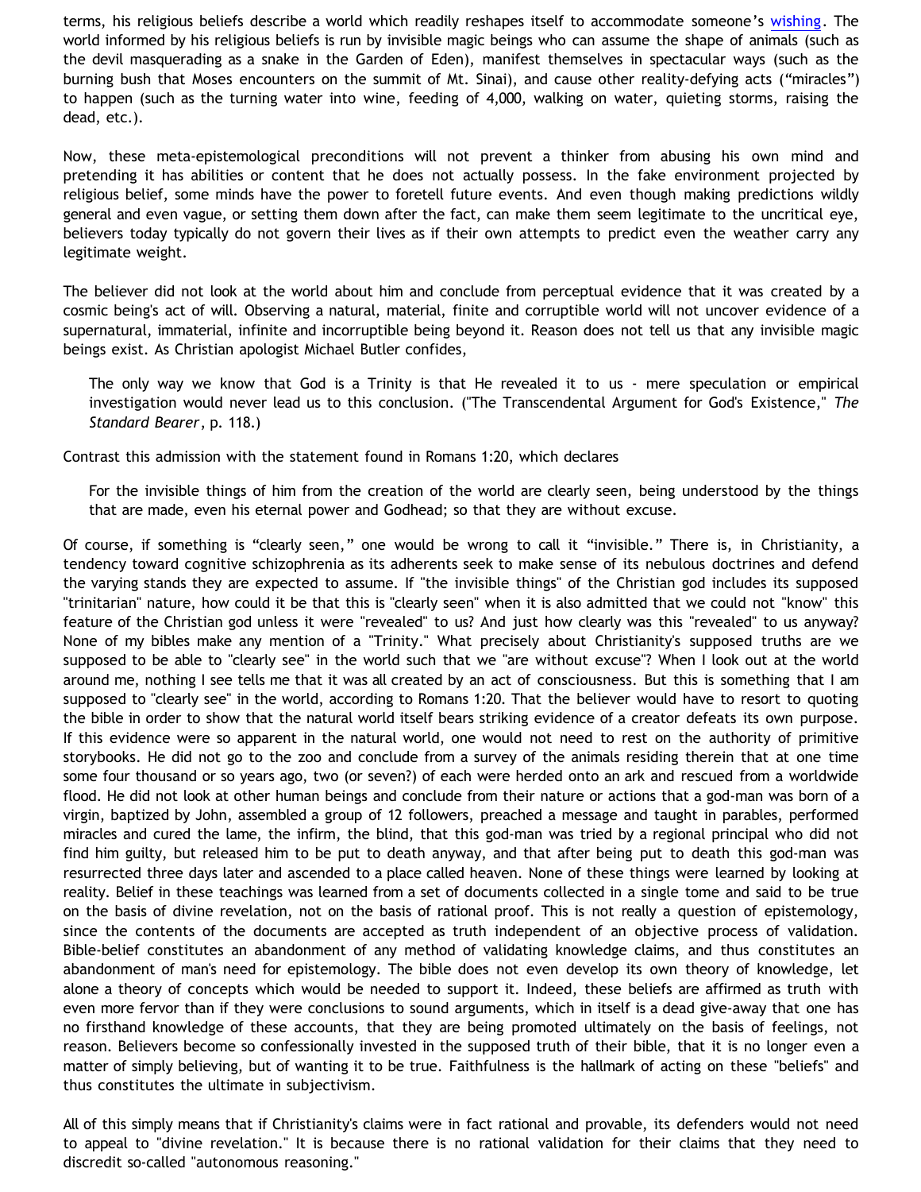terms, his religious beliefs describe a world which readily reshapes itself to accommodate someone's wishing. The world informed by his religious beliefs is run by invisible magic beings who can assume the shape of animals (such as the devil masquerading as a snake in the Garden of Eden), manifest themselves in spectacular ways (such as the burning bush that Moses encounters on the summit of Mt. Sinai), and cause other reality-defying acts ("miracles") to happen (such as the turning water into wine, feeding of 4,000, walking on water, quieting storms, raising the dead, etc.).

Now, these meta-epistemological preconditions will not prevent a thinker from abusing his own mind and pretending it has abilities or content that he does not actually possess. In the fake environment projected by religious belief, some minds have the power to foretell future events. And even though making predictions wildly general and even vague, or setting them down after the fact, can make them seem legitimate to the uncritical eye, believers today typically do not govern their lives as if their own attempts to predict even the weather carry any legitimate weight.

The believer did not look at the world about him and conclude from perceptual evidence that it was created by a cosmic being's act of will. Observing a natural, material, finite and corruptible world will not uncover evidence of a supernatural, immaterial, infinite and incorruptible being beyond it. Reason does not tell us that any invisible magic beings exist. As Christian apologist Michael Butler confides,

> The only way we know that God is a Trinity is that He revealed it to us - mere speculation or empirical investigation would never lead us to this conclusion. ("The Transcendental Argument for God's Existence," *The Standard Bearer*, p. 118.)

Contrast this admission with the statement found in Romans 1:20, which declares

> For the invisible things of him from the creation of the world are clearly seen, being understood by the things that are made, even his eternal power and Godhead; so that they are without excuse.

Of course, if something is "clearly seen," one would be wrong to call it "invisible." There is, in Christianity, a tendency toward cognitive schizophrenia as its adherents seek to make sense of its nebulous doctrines and defend the varying stands they are expected to assume. If "the invisible things" of the Christian god includes its supposed "trinitarian" nature, how could it be that this is "clearly seen" when it is also admitted that we could not "know" this feature of the Christian god unless it were "revealed" to us? And just how clearly was this "revealed" to us anyway? None of my bibles make any mention of a "Trinity." What precisely about Christianity's supposed truths are we supposed to be able to "clearly see" in the world such that we "are without excuse"? When I look out at the world around me, nothing I see tells me that it was all created by an act of consciousness. But this is something that I am supposed to "clearly see" in the world, according to Romans 1:20. That the believer would have to resort to quoting the bible in order to show that the natural world itself bears striking evidence of a creator defeats its own purpose. If this evidence were so apparent in the natural world, one would not need to rest on the authority of primitive storybooks. He did not go to the zoo and conclude from a survey of the animals residing therein that at one time some four thousand or so years ago, two (or seven?) of each were herded onto an ark and rescued from a worldwide flood. He did not look at other human beings and conclude from their nature or actions that a god-man was born of a virgin, baptized by John, assembled a group of 12 followers, preached a message and taught in parables, performed miracles and cured the lame, the infirm, the blind, that this god-man was tried by a regional principal who did not find him guilty, but released him to be put to death anyway, and that after being put to death this god-man was resurrected three days later and ascended to a place called heaven. None of these things were learned by looking at reality. Belief in these teachings was learned from a set of documents collected in a single tome and said to be true on the basis of divine revelation, not on the basis of rational proof. This is not really a question of epistemology, since the contents of the documents are accepted as truth independent of an objective process of validation. Bible-belief constitutes an abandonment of any method of validating knowledge claims, and thus constitutes an abandonment of man's need for epistemology. The bible does not even develop its own theory of knowledge, let alone a theory of concepts which would be needed to support it. Indeed, these beliefs are affirmed as truth with even more fervor than if they were conclusions to sound arguments, which in itself is a dead give-away that one has no firsthand knowledge of these accounts, that they are being promoted ultimately on the basis of feelings, not reason. Believers become so confessionally invested in the supposed truth of their bible, that it is no longer even a matter of simply believing, but of wanting it to be true. Faithfulness is the hallmark of acting on these "beliefs" and thus constitutes the ultimate in subjectivism.

All of this simply means that if Christianity's claims were in fact rational and provable, its defenders would not need to appeal to "divine revelation." It is because there is no rational validation for their claims that they need to discredit so-called "autonomous reasoning."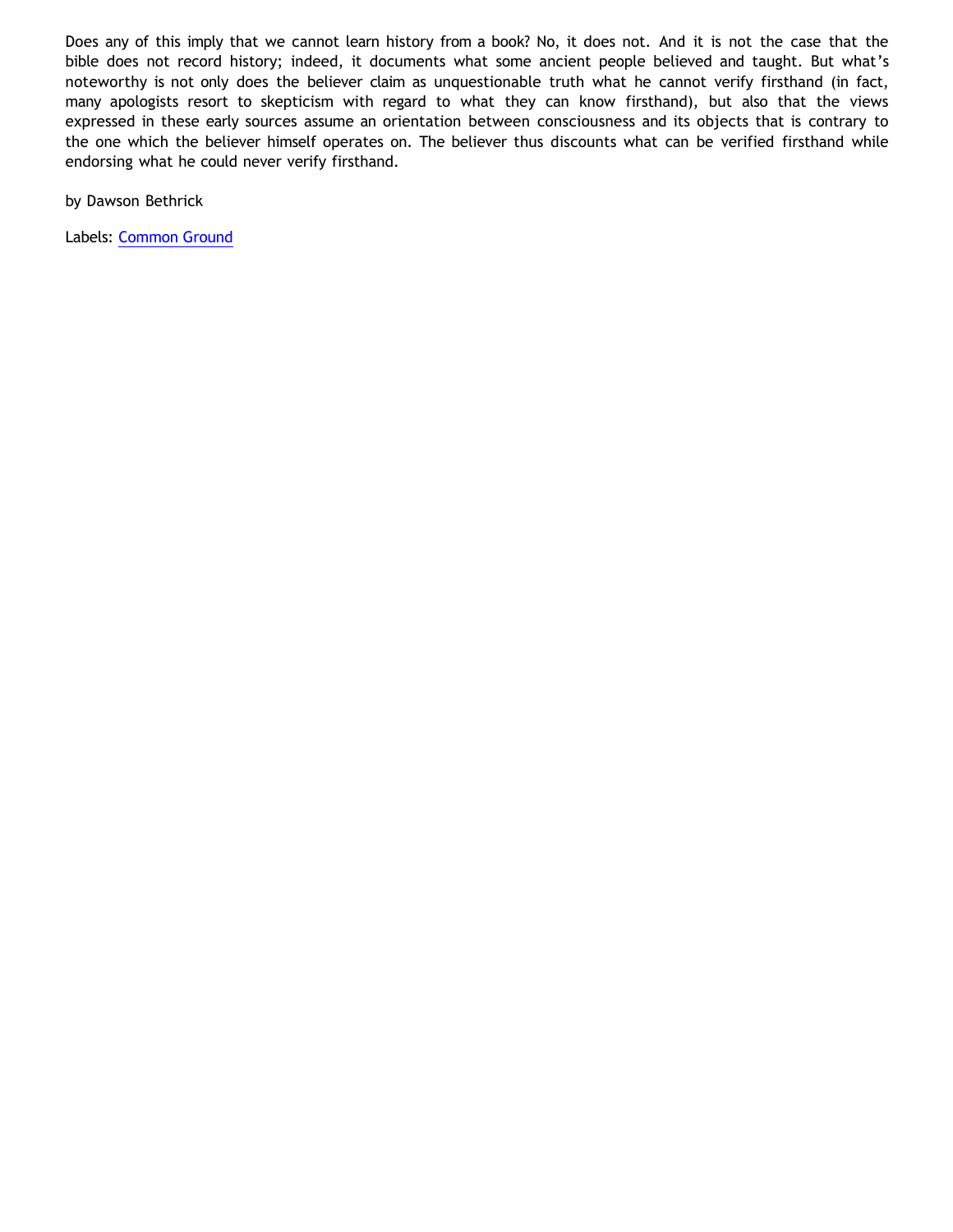Does any of this imply that we cannot learn history from a book? No, it does not. And it is not the case that the bible does not record history; indeed, it documents what some ancient people believed and taught. But what's noteworthy is not only does the believer claim as unquestionable truth what he cannot verify firsthand (in fact, many apologists resort to skepticism with regard to what they can know firsthand), but also that the views expressed in these early sources assume an orientation between consciousness and its objects that is contrary to the one which the believer himself operates on. The believer thus discounts what can be verified firsthand while endorsing what he could never verify firsthand.

by Dawson Bethrick

Labels: Common Ground